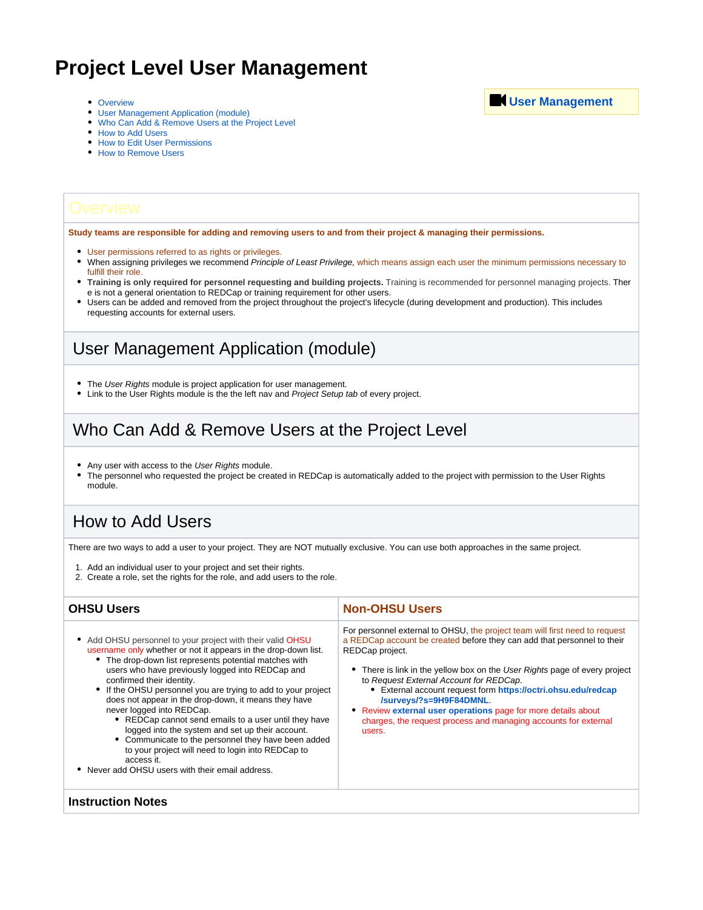# Project Level User Management

- Overview
- User Management Application (module)
- Who Can Add & Remove Users at the Project Level
- How to Add Users
- How to Edit User Permissions
- How to Remove Users

**User Management**

## Overview

**Study teams are responsible for adding and removing users to and from their project & managing their permissions.**

- User permissions referred to as rights or privileges.
- When assigning privileges we recommend *Principle of Least Privilege,* which means assign each user the minimum permissions necessary to fulfill their role.
- **Training is only required for personnel requesting and building projects.** Training is recommended for personnel managing projects. There is not a general orientation to REDCap or training requirement for other users.
- Users can be added and removed from the project throughout the project's lifecycle (during development and production). This includes requesting accounts for external users.

## User Management Application (module)

- The *User Rights* module is project application for user management.
- Link to the User Rights module is the the left nav and *Project Setup tab* of every project.

## Who Can Add & Remove Users at the Project Level

- Any user with access to the *User Rights* module.
- The personnel who requested the project be created in REDCap is automatically added to the project with permission to the User Rights module.

## How to Add Users

There are two ways to add a user to your project. They are NOT mutually exclusive. You can use both approaches in the same project.

1. Add an individual user to your project and set their rights.
2. Create a role, set the rights for the role, and add users to the role.

### OHSU Users

- Add OHSU personnel to your project with their valid OHSU username only whether or not it appears in the drop-down list.
  - The drop-down list represents potential matches with users who have previously logged into REDCap and confirmed their identity.
  - If the OHSU personnel you are trying to add to your project does not appear in the drop-down, it means they have never logged into REDCap.
    - REDCap cannot send emails to a user until they have logged into the system and set up their account.
    - Communicate to the personnel they have been added to your project will need to login into REDCap to access it.
- Never add OHSU users with their email address.

### Non-OHSU Users

For personnel external to OHSU, the project team will first need to request a REDCap account be created before they can add that personnel to their REDCap project.

- There is link in the yellow box on the *User Rights* page of every project to *Request External Account for REDCap*.
  - External account request form **https://octri.ohsu.edu/redcap/surveys/?s=9H9F84DMNL**.
- Review **external user operations** page for more details about charges, the request process and managing accounts for external users.

### Instruction Notes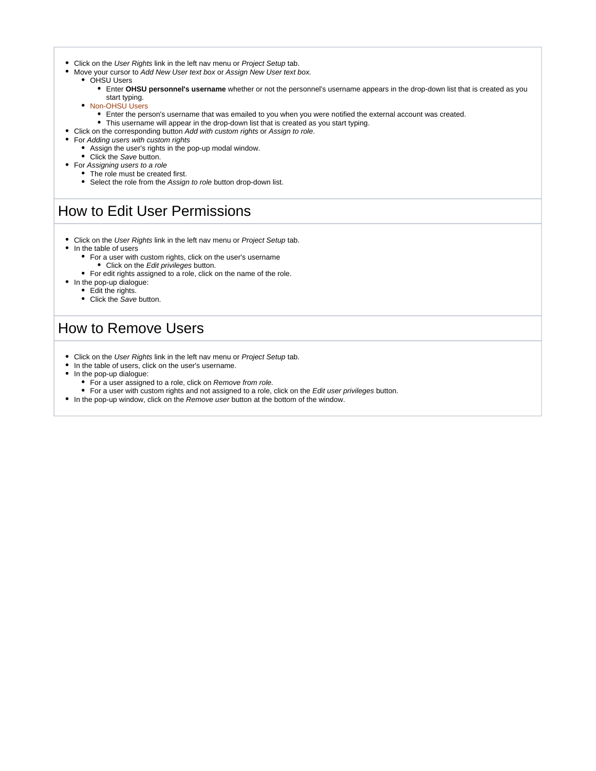- Click on the *User Rights* link in the left nav menu or *Project Setup* tab.
- Move your cursor to *Add New User text box* or *Assign New User text box.*
    - OHSU Users
        - Enter **OHSU personnel's username** whether or not the personnel's username appears in the drop-down list that is created as you start typing.
    - Non-OHSU Users
        - Enter the person's username that was emailed to you when you were notified the external account was created.
        - This username will appear in the drop-down list that is created as you start typing.
- Click on the corresponding button *Add with custom rights* or *Assign to role*.
- For *Adding users with custom rights*
    - Assign the user's rights in the pop-up modal window.
    - Click the *Save* button.
- For *Assigning users to a role*
    - The role must be created first.
    - Select the role from the *Assign to role* button drop-down list.

## How to Edit User Permissions

- Click on the *User Rights* link in the left nav menu or *Project Setup* tab.
- In the table of users
    - For a user with custom rights, click on the user's username
        - Click on the *Edit privileges* button.
    - For edit rights assigned to a role, click on the name of the role.
- In the pop-up dialogue:
    - Edit the rights.
    - Click the *Save* button.

## How to Remove Users

- Click on the *User Rights* link in the left nav menu or *Project Setup* tab.
- In the table of users, click on the user's username.
- In the pop-up dialogue:
    - For a user assigned to a role, click on *Remove from role.*
    - For a user with custom rights and not assigned to a role, click on the *Edit user privileges* button.
- In the pop-up window, click on the *Remove user* button at the bottom of the window.